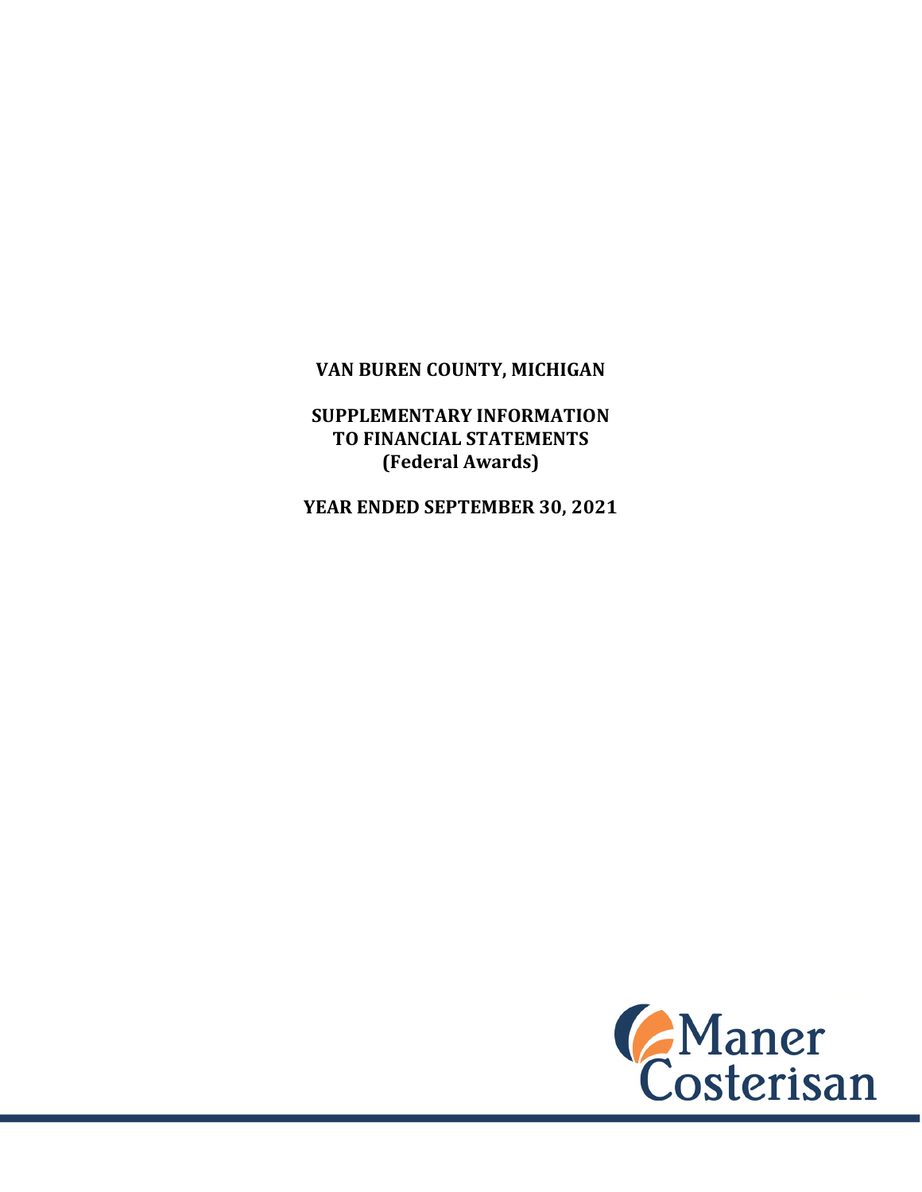# VAN BUREN COUNTY, MICHIGAN

## SUPPLEMENTARY INFORMATION TO FINANCIAL STATEMENTS (Federal Awards)

## YEAR ENDED SEPTEMBER 30, 2021

Maner Costerisan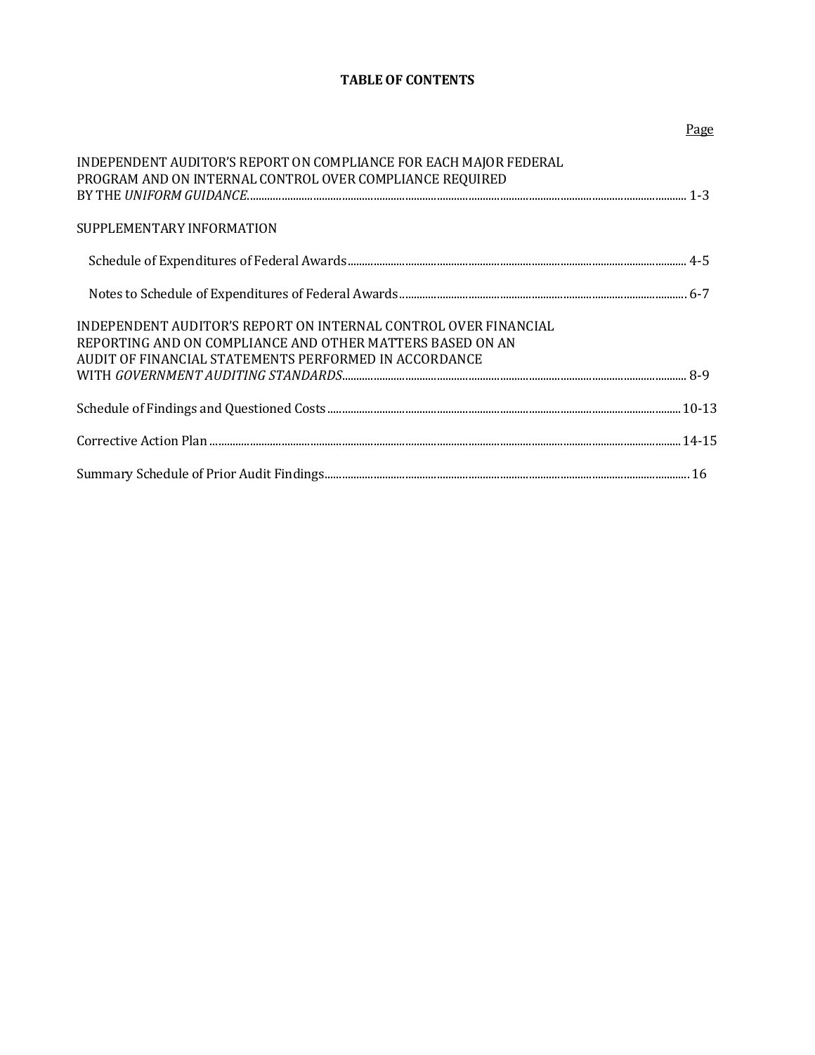# TABLE OF CONTENTS

| | Page |
|---|---|
| INDEPENDENT AUDITOR'S REPORT ON COMPLIANCE FOR EACH MAJOR FEDERAL PROGRAM AND ON INTERNAL CONTROL OVER COMPLIANCE REQUIRED BY THE *UNIFORM GUIDANCE* | 1-3 |
| SUPPLEMENTARY INFORMATION | |
| Schedule of Expenditures of Federal Awards | 4-5 |
| Notes to Schedule of Expenditures of Federal Awards | 6-7 |
| INDEPENDENT AUDITOR'S REPORT ON INTERNAL CONTROL OVER FINANCIAL REPORTING AND ON COMPLIANCE AND OTHER MATTERS BASED ON AN AUDIT OF FINANCIAL STATEMENTS PERFORMED IN ACCORDANCE WITH *GOVERNMENT AUDITING STANDARDS* | 8-9 |
| Schedule of Findings and Questioned Costs | 10-13 |
| Corrective Action Plan | 14-15 |
| Summary Schedule of Prior Audit Findings | 16 |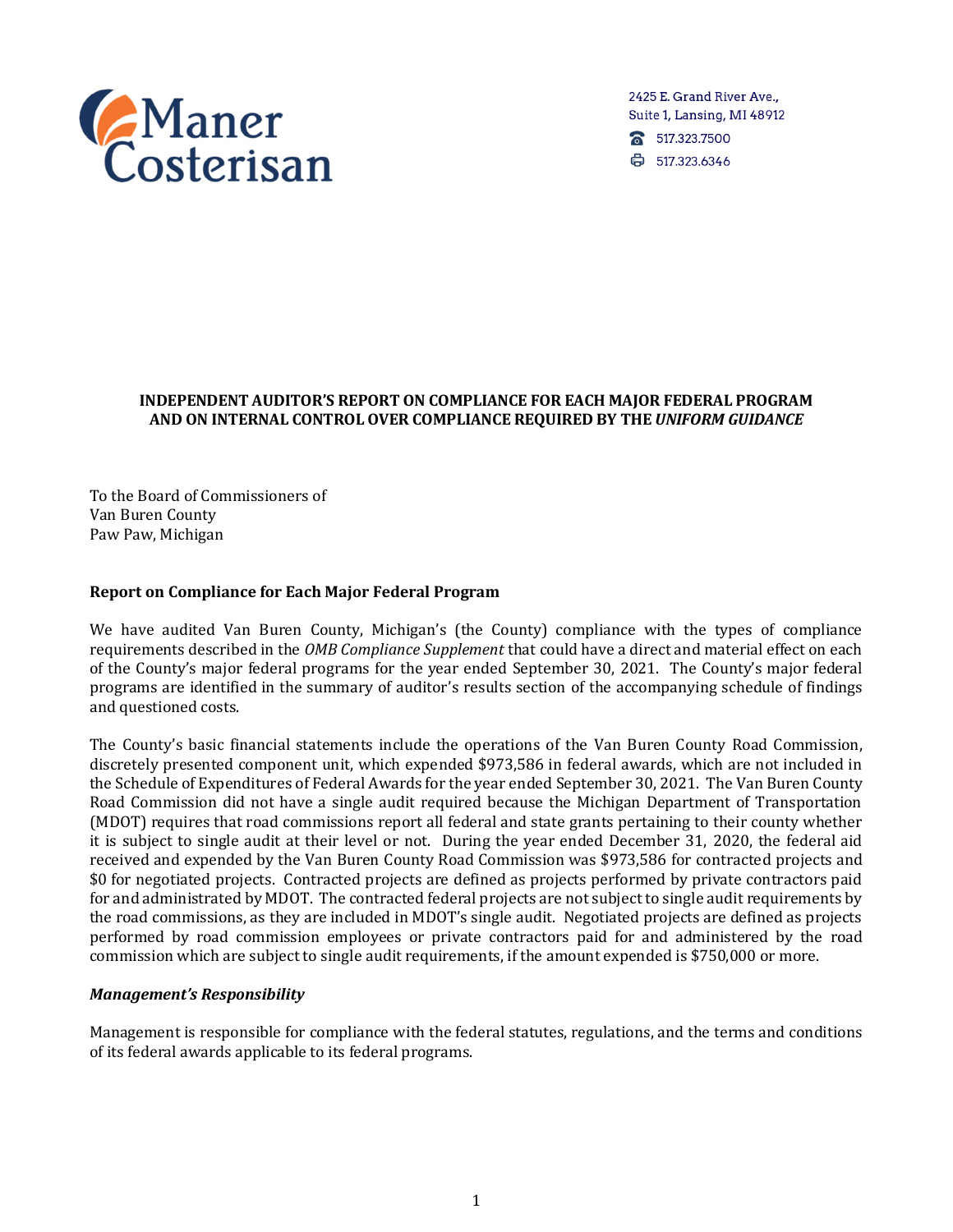Maner Costerisan

2425 E. Grand River Ave., Suite 1, Lansing, MI 48912

517.323.7500

517.323.6346

**INDEPENDENT AUDITOR'S REPORT ON COMPLIANCE FOR EACH MAJOR FEDERAL PROGRAM AND ON INTERNAL CONTROL OVER COMPLIANCE REQUIRED BY THE *UNIFORM GUIDANCE***

To the Board of Commissioners of
Van Buren County
Paw Paw, Michigan

**Report on Compliance for Each Major Federal Program**

We have audited Van Buren County, Michigan's (the County) compliance with the types of compliance requirements described in the *OMB Compliance Supplement* that could have a direct and material effect on each of the County's major federal programs for the year ended September 30, 2021. The County's major federal programs are identified in the summary of auditor's results section of the accompanying schedule of findings and questioned costs.

The County's basic financial statements include the operations of the Van Buren County Road Commission, discretely presented component unit, which expended $973,586 in federal awards, which are not included in the Schedule of Expenditures of Federal Awards for the year ended September 30, 2021. The Van Buren County Road Commission did not have a single audit required because the Michigan Department of Transportation (MDOT) requires that road commissions report all federal and state grants pertaining to their county whether it is subject to single audit at their level or not. During the year ended December 31, 2020, the federal aid received and expended by the Van Buren County Road Commission was $973,586 for contracted projects and $0 for negotiated projects. Contracted projects are defined as projects performed by private contractors paid for and administrated by MDOT. The contracted federal projects are not subject to single audit requirements by the road commissions, as they are included in MDOT's single audit. Negotiated projects are defined as projects performed by road commission employees or private contractors paid for and administered by the road commission which are subject to single audit requirements, if the amount expended is $750,000 or more.

***Management's Responsibility***

Management is responsible for compliance with the federal statutes, regulations, and the terms and conditions of its federal awards applicable to its federal programs.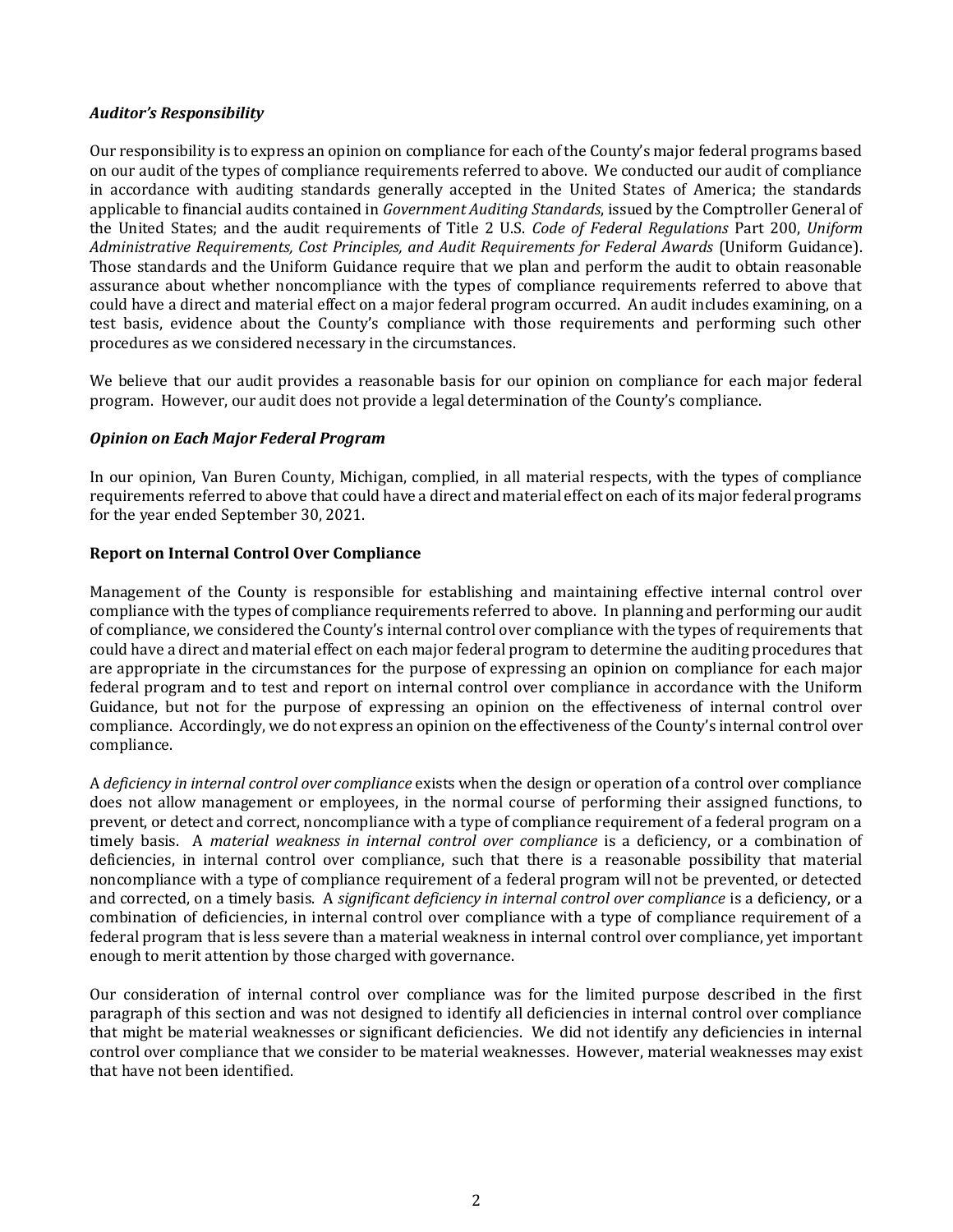### *Auditor's Responsibility*

Our responsibility is to express an opinion on compliance for each of the County's major federal programs based on our audit of the types of compliance requirements referred to above. We conducted our audit of compliance in accordance with auditing standards generally accepted in the United States of America; the standards applicable to financial audits contained in *Government Auditing Standards*, issued by the Comptroller General of the United States; and the audit requirements of Title 2 U.S. *Code of Federal Regulations* Part 200, *Uniform Administrative Requirements, Cost Principles, and Audit Requirements for Federal Awards* (Uniform Guidance). Those standards and the Uniform Guidance require that we plan and perform the audit to obtain reasonable assurance about whether noncompliance with the types of compliance requirements referred to above that could have a direct and material effect on a major federal program occurred. An audit includes examining, on a test basis, evidence about the County's compliance with those requirements and performing such other procedures as we considered necessary in the circumstances.

We believe that our audit provides a reasonable basis for our opinion on compliance for each major federal program. However, our audit does not provide a legal determination of the County's compliance.

### *Opinion on Each Major Federal Program*

In our opinion, Van Buren County, Michigan, complied, in all material respects, with the types of compliance requirements referred to above that could have a direct and material effect on each of its major federal programs for the year ended September 30, 2021.

## Report on Internal Control Over Compliance

Management of the County is responsible for establishing and maintaining effective internal control over compliance with the types of compliance requirements referred to above. In planning and performing our audit of compliance, we considered the County's internal control over compliance with the types of requirements that could have a direct and material effect on each major federal program to determine the auditing procedures that are appropriate in the circumstances for the purpose of expressing an opinion on compliance for each major federal program and to test and report on internal control over compliance in accordance with the Uniform Guidance, but not for the purpose of expressing an opinion on the effectiveness of internal control over compliance. Accordingly, we do not express an opinion on the effectiveness of the County's internal control over compliance.

A *deficiency in internal control over compliance* exists when the design or operation of a control over compliance does not allow management or employees, in the normal course of performing their assigned functions, to prevent, or detect and correct, noncompliance with a type of compliance requirement of a federal program on a timely basis. A *material weakness in internal control over compliance* is a deficiency, or a combination of deficiencies, in internal control over compliance, such that there is a reasonable possibility that material noncompliance with a type of compliance requirement of a federal program will not be prevented, or detected and corrected, on a timely basis. A *significant deficiency in internal control over compliance* is a deficiency, or a combination of deficiencies, in internal control over compliance with a type of compliance requirement of a federal program that is less severe than a material weakness in internal control over compliance, yet important enough to merit attention by those charged with governance.

Our consideration of internal control over compliance was for the limited purpose described in the first paragraph of this section and was not designed to identify all deficiencies in internal control over compliance that might be material weaknesses or significant deficiencies. We did not identify any deficiencies in internal control over compliance that we consider to be material weaknesses. However, material weaknesses may exist that have not been identified.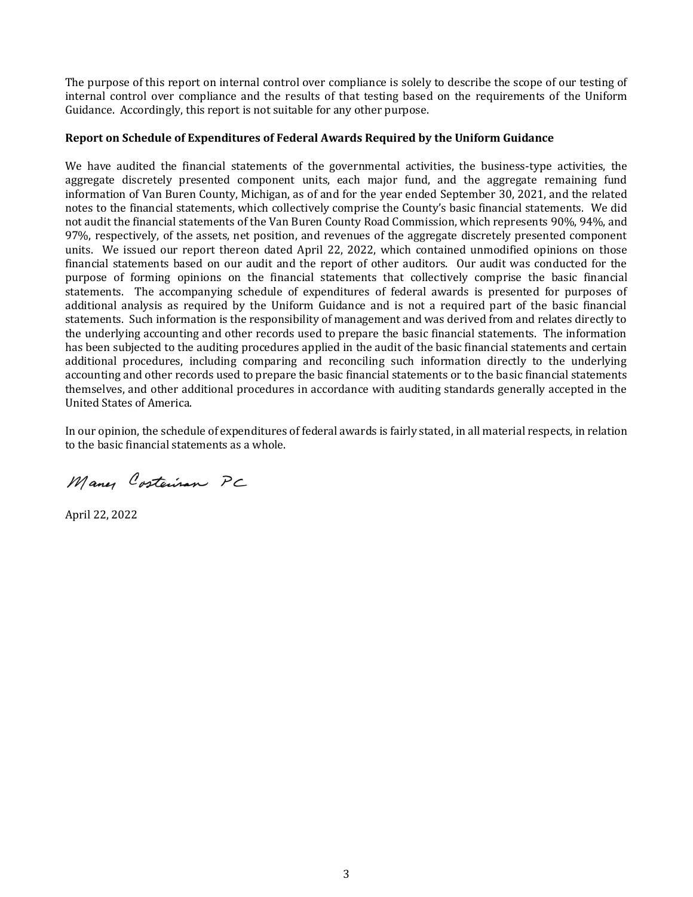The purpose of this report on internal control over compliance is solely to describe the scope of our testing of internal control over compliance and the results of that testing based on the requirements of the Uniform Guidance. Accordingly, this report is not suitable for any other purpose.

**Report on Schedule of Expenditures of Federal Awards Required by the Uniform Guidance**

We have audited the financial statements of the governmental activities, the business-type activities, the aggregate discretely presented component units, each major fund, and the aggregate remaining fund information of Van Buren County, Michigan, as of and for the year ended September 30, 2021, and the related notes to the financial statements, which collectively comprise the County's basic financial statements. We did not audit the financial statements of the Van Buren County Road Commission, which represents 90%, 94%, and 97%, respectively, of the assets, net position, and revenues of the aggregate discretely presented component units. We issued our report thereon dated April 22, 2022, which contained unmodified opinions on those financial statements based on our audit and the report of other auditors. Our audit was conducted for the purpose of forming opinions on the financial statements that collectively comprise the basic financial statements. The accompanying schedule of expenditures of federal awards is presented for purposes of additional analysis as required by the Uniform Guidance and is not a required part of the basic financial statements. Such information is the responsibility of management and was derived from and relates directly to the underlying accounting and other records used to prepare the basic financial statements. The information has been subjected to the auditing procedures applied in the audit of the basic financial statements and certain additional procedures, including comparing and reconciling such information directly to the underlying accounting and other records used to prepare the basic financial statements or to the basic financial statements themselves, and other additional procedures in accordance with auditing standards generally accepted in the United States of America.

In our opinion, the schedule of expenditures of federal awards is fairly stated, in all material respects, in relation to the basic financial statements as a whole.

Maner Costerisan PC

April 22, 2022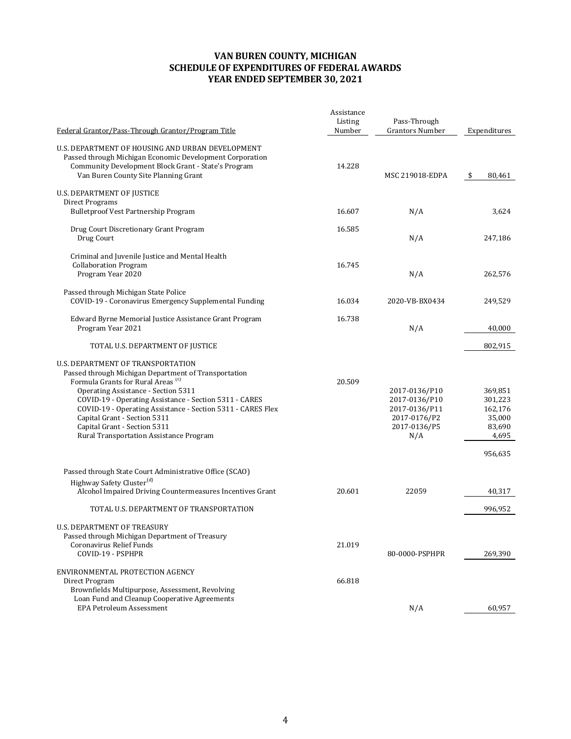# VAN BUREN COUNTY, MICHIGAN
## SCHEDULE OF EXPENDITURES OF FEDERAL AWARDS
## YEAR ENDED SEPTEMBER 30, 2021

| Federal Grantor/Pass-Through Grantor/Program Title | Assistance Listing Number | Pass-Through Grantors Number | Expenditures |
|---|---|---|---|
| U.S. DEPARTMENT OF HOUSING AND URBAN DEVELOPMENT | | | |
| Passed through Michigan Economic Development Corporation | | | |
| Community Development Block Grant - State's Program | 14.228 | | |
| Van Buren County Site Planning Grant | | MSC 219018-EDPA | $ 80,461 |
| U.S. DEPARTMENT OF JUSTICE | | | |
| Direct Programs | | | |
| Bulletproof Vest Partnership Program | 16.607 | N/A | 3,624 |
| Drug Court Discretionary Grant Program | 16.585 | | |
| Drug Court | | N/A | 247,186 |
| Criminal and Juvenile Justice and Mental Health Collaboration Program | 16.745 | | |
| Program Year 2020 | | N/A | 262,576 |
| Passed through Michigan State Police | | | |
| COVID-19 - Coronavirus Emergency Supplemental Funding | 16.034 | 2020-VB-BX0434 | 249,529 |
| Edward Byrne Memorial Justice Assistance Grant Program | 16.738 | | |
| Program Year 2021 | | N/A | 40,000 |
| TOTAL U.S. DEPARTMENT OF JUSTICE | | | 802,915 |
| U.S. DEPARTMENT OF TRANSPORTATION | | | |
| Passed through Michigan Department of Transportation | | | |
| Formula Grants for Rural Areas [c] | 20.509 | | |
| Operating Assistance - Section 5311 | | 2017-0136/P10 | 369,851 |
| COVID-19 - Operating Assistance - Section 5311 - CARES | | 2017-0136/P10 | 301,223 |
| COVID-19 - Operating Assistance - Section 5311 - CARES Flex | | 2017-0136/P11 | 162,176 |
| Capital Grant - Section 5311 | | 2017-0176/P2 | 35,000 |
| Capital Grant - Section 5311 | | 2017-0136/P5 | 83,690 |
| Rural Transportation Assistance Program | | N/A | 4,695 |
| | | | 956,635 |
| Passed through State Court Administrative Office (SCAO) | | | |
| Highway Safety Cluster[d] | | | |
| Alcohol Impaired Driving Countermeasures Incentives Grant | 20.601 | 22059 | 40,317 |
| TOTAL U.S. DEPARTMENT OF TRANSPORTATION | | | 996,952 |
| U.S. DEPARTMENT OF TREASURY | | | |
| Passed through Michigan Department of Treasury | | | |
| Coronavirus Relief Funds | 21.019 | | |
| COVID-19 - PSPHPR | | 80-0000-PSPHPR | 269,390 |
| ENVIRONMENTAL PROTECTION AGENCY | | | |
| Direct Program | 66.818 | | |
| Brownfields Multipurpose, Assessment, Revolving Loan Fund and Cleanup Cooperative Agreements | | | |
| EPA Petroleum Assessment | | N/A | 60,957 |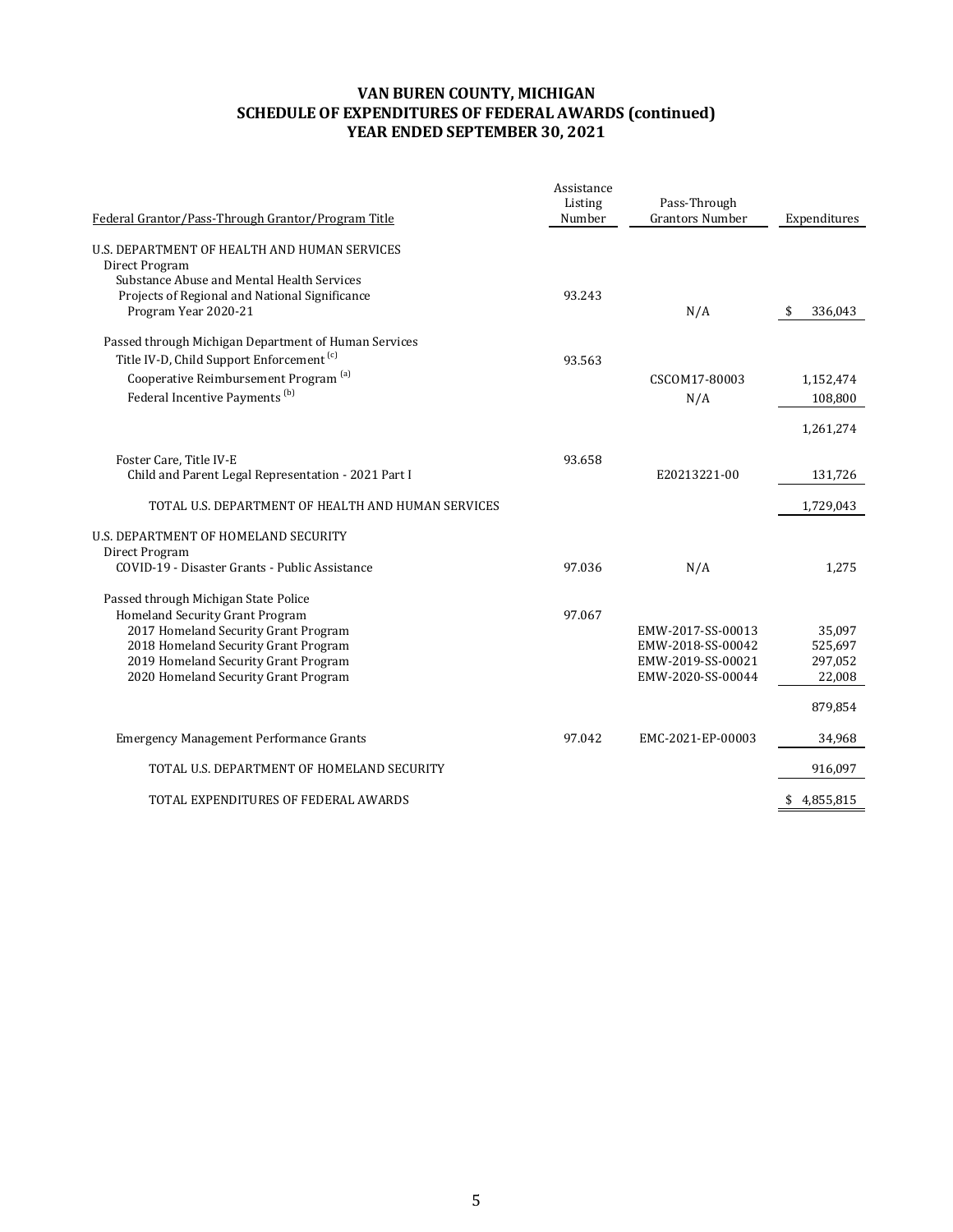# VAN BUREN COUNTY, MICHIGAN
## SCHEDULE OF EXPENDITURES OF FEDERAL AWARDS (continued)
## YEAR ENDED SEPTEMBER 30, 2021

| Federal Grantor/Pass-Through Grantor/Program Title | Assistance Listing Number | Pass-Through Grantors Number | Expenditures |
|---|---|---|---|
| U.S. DEPARTMENT OF HEALTH AND HUMAN SERVICES | | | |
| Direct Program | | | |
| Substance Abuse and Mental Health Services Projects of Regional and National Significance | 93.243 | | |
| Program Year 2020-21 | | N/A | $ 336,043 |
| Passed through Michigan Department of Human Services | | | |
| Title IV-D, Child Support Enforcement [c] | 93.563 | | |
| Cooperative Reimbursement Program [a] | | CSCOM17-80003 | 1,152,474 |
| Federal Incentive Payments [b] | | N/A | 108,800 |
| | | | 1,261,274 |
| Foster Care, Title IV-E | 93.658 | | |
| Child and Parent Legal Representation - 2021 Part I | | E20213221-00 | 131,726 |
| TOTAL U.S. DEPARTMENT OF HEALTH AND HUMAN SERVICES | | | 1,729,043 |
| U.S. DEPARTMENT OF HOMELAND SECURITY | | | |
| Direct Program | | | |
| COVID-19 - Disaster Grants - Public Assistance | 97.036 | N/A | 1,275 |
| Passed through Michigan State Police | | | |
| Homeland Security Grant Program | 97.067 | | |
| 2017 Homeland Security Grant Program | | EMW-2017-SS-00013 | 35,097 |
| 2018 Homeland Security Grant Program | | EMW-2018-SS-00042 | 525,697 |
| 2019 Homeland Security Grant Program | | EMW-2019-SS-00021 | 297,052 |
| 2020 Homeland Security Grant Program | | EMW-2020-SS-00044 | 22,008 |
| | | | 879,854 |
| Emergency Management Performance Grants | 97.042 | EMC-2021-EP-00003 | 34,968 |
| TOTAL U.S. DEPARTMENT OF HOMELAND SECURITY | | | 916,097 |
| TOTAL EXPENDITURES OF FEDERAL AWARDS | | | $ 4,855,815 |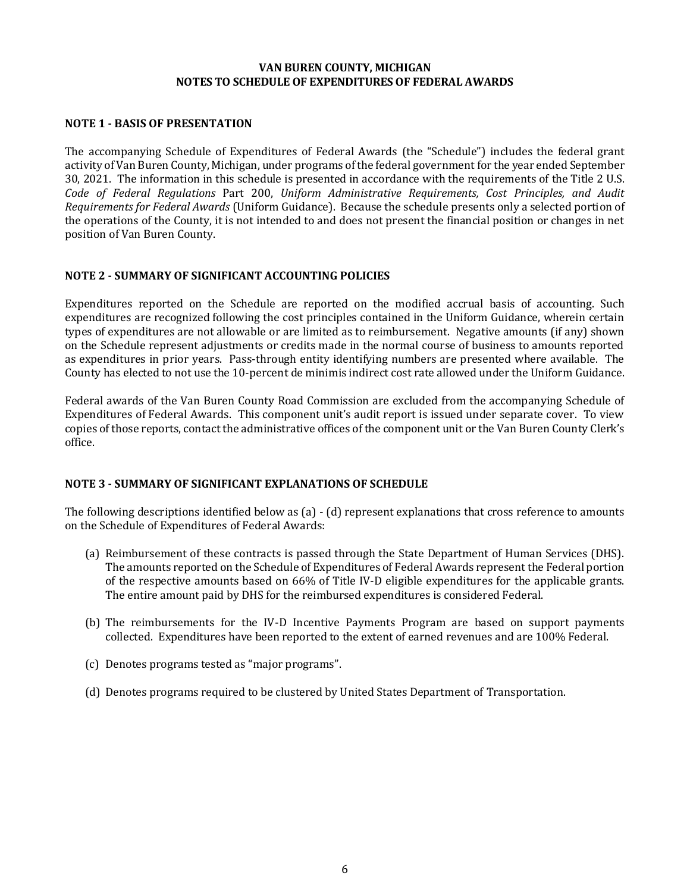# VAN BUREN COUNTY, MICHIGAN
## NOTES TO SCHEDULE OF EXPENDITURES OF FEDERAL AWARDS

### NOTE 1 - BASIS OF PRESENTATION

The accompanying Schedule of Expenditures of Federal Awards (the "Schedule") includes the federal grant activity of Van Buren County, Michigan, under programs of the federal government for the year ended September 30, 2021. The information in this schedule is presented in accordance with the requirements of the Title 2 U.S. *Code of Federal Regulations* Part 200, *Uniform Administrative Requirements, Cost Principles, and Audit Requirements for Federal Awards* (Uniform Guidance). Because the schedule presents only a selected portion of the operations of the County, it is not intended to and does not present the financial position or changes in net position of Van Buren County.

### NOTE 2 - SUMMARY OF SIGNIFICANT ACCOUNTING POLICIES

Expenditures reported on the Schedule are reported on the modified accrual basis of accounting. Such expenditures are recognized following the cost principles contained in the Uniform Guidance, wherein certain types of expenditures are not allowable or are limited as to reimbursement. Negative amounts (if any) shown on the Schedule represent adjustments or credits made in the normal course of business to amounts reported as expenditures in prior years. Pass-through entity identifying numbers are presented where available. The County has elected to not use the 10-percent de minimis indirect cost rate allowed under the Uniform Guidance.

Federal awards of the Van Buren County Road Commission are excluded from the accompanying Schedule of Expenditures of Federal Awards. This component unit's audit report is issued under separate cover. To view copies of those reports, contact the administrative offices of the component unit or the Van Buren County Clerk's office.

### NOTE 3 - SUMMARY OF SIGNIFICANT EXPLANATIONS OF SCHEDULE

The following descriptions identified below as (a) - (d) represent explanations that cross reference to amounts on the Schedule of Expenditures of Federal Awards:

(a) Reimbursement of these contracts is passed through the State Department of Human Services (DHS). The amounts reported on the Schedule of Expenditures of Federal Awards represent the Federal portion of the respective amounts based on 66% of Title IV-D eligible expenditures for the applicable grants. The entire amount paid by DHS for the reimbursed expenditures is considered Federal.

(b) The reimbursements for the IV-D Incentive Payments Program are based on support payments collected. Expenditures have been reported to the extent of earned revenues and are 100% Federal.

(c) Denotes programs tested as "major programs".

(d) Denotes programs required to be clustered by United States Department of Transportation.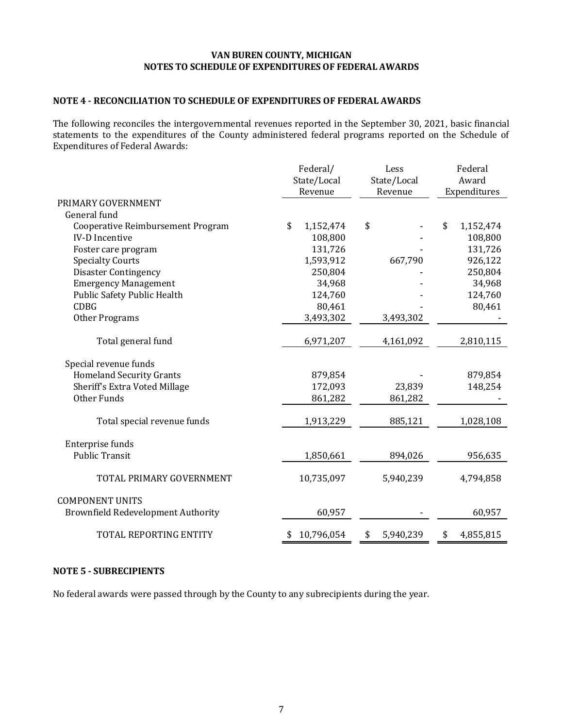# VAN BUREN COUNTY, MICHIGAN
## NOTES TO SCHEDULE OF EXPENDITURES OF FEDERAL AWARDS

### NOTE 4 - RECONCILIATION TO SCHEDULE OF EXPENDITURES OF FEDERAL AWARDS

The following reconciles the intergovernmental revenues reported in the September 30, 2021, basic financial statements to the expenditures of the County administered federal programs reported on the Schedule of Expenditures of Federal Awards:

| | Federal/ State/Local Revenue | Less State/Local Revenue | Federal Award Expenditures |
|---|---|---|---|
| PRIMARY GOVERNMENT | | | |
| General fund | | | |
| Cooperative Reimbursement Program | $ 1,152,474 | $ - | $ 1,152,474 |
| IV-D Incentive | 108,800 | - | 108,800 |
| Foster care program | 131,726 | - | 131,726 |
| Specialty Courts | 1,593,912 | 667,790 | 926,122 |
| Disaster Contingency | 250,804 | - | 250,804 |
| Emergency Management | 34,968 | - | 34,968 |
| Public Safety Public Health | 124,760 | - | 124,760 |
| CDBG | 80,461 | - | 80,461 |
| Other Programs | 3,493,302 | 3,493,302 | - |
| Total general fund | 6,971,207 | 4,161,092 | 2,810,115 |
| Special revenue funds | | | |
| Homeland Security Grants | 879,854 | - | 879,854 |
| Sheriff's Extra Voted Millage | 172,093 | 23,839 | 148,254 |
| Other Funds | 861,282 | 861,282 | - |
| Total special revenue funds | 1,913,229 | 885,121 | 1,028,108 |
| Enterprise funds | | | |
| Public Transit | 1,850,661 | 894,026 | 956,635 |
| TOTAL PRIMARY GOVERNMENT | 10,735,097 | 5,940,239 | 4,794,858 |
| COMPONENT UNITS | | | |
| Brownfield Redevelopment Authority | 60,957 | - | 60,957 |
| TOTAL REPORTING ENTITY | $ 10,796,054 | $ 5,940,239 | $ 4,855,815 |

### NOTE 5 - SUBRECIPIENTS

No federal awards were passed through by the County to any subrecipients during the year.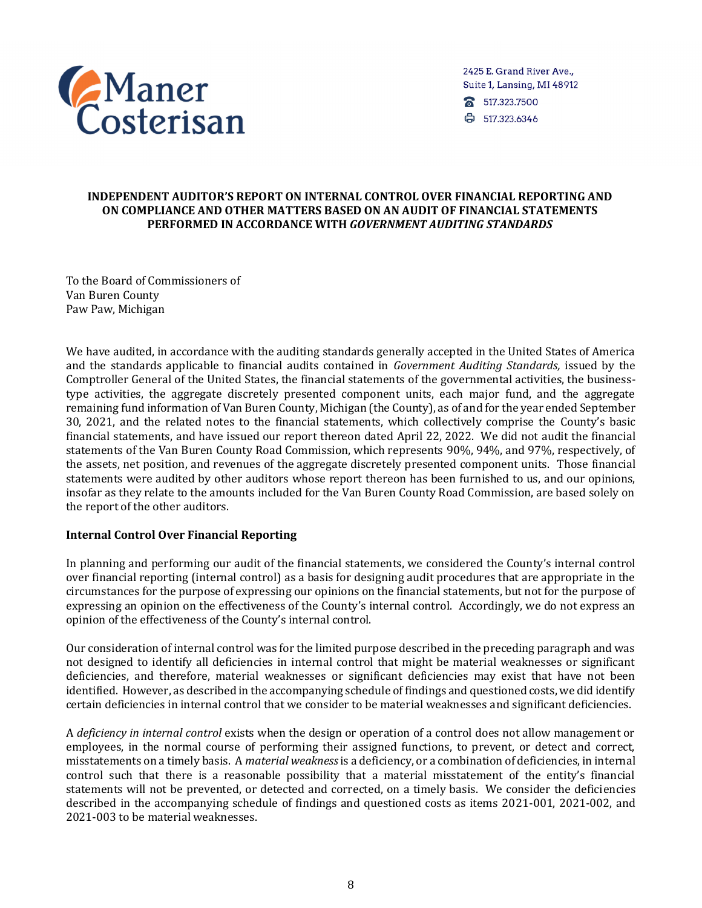Maner Costerisan

2425 E. Grand River Ave.,
Suite 1, Lansing, MI 48912
517.323.7500
517.323.6346

**INDEPENDENT AUDITOR'S REPORT ON INTERNAL CONTROL OVER FINANCIAL REPORTING AND ON COMPLIANCE AND OTHER MATTERS BASED ON AN AUDIT OF FINANCIAL STATEMENTS PERFORMED IN ACCORDANCE WITH *GOVERNMENT AUDITING STANDARDS***

To the Board of Commissioners of
Van Buren County
Paw Paw, Michigan

We have audited, in accordance with the auditing standards generally accepted in the United States of America and the standards applicable to financial audits contained in *Government Auditing Standards,* issued by the Comptroller General of the United States, the financial statements of the governmental activities, the business-type activities, the aggregate discretely presented component units, each major fund, and the aggregate remaining fund information of Van Buren County, Michigan (the County), as of and for the year ended September 30, 2021, and the related notes to the financial statements, which collectively comprise the County's basic financial statements, and have issued our report thereon dated April 22, 2022. We did not audit the financial statements of the Van Buren County Road Commission, which represents 90%, 94%, and 97%, respectively, of the assets, net position, and revenues of the aggregate discretely presented component units. Those financial statements were audited by other auditors whose report thereon has been furnished to us, and our opinions, insofar as they relate to the amounts included for the Van Buren County Road Commission, are based solely on the report of the other auditors.

**Internal Control Over Financial Reporting**

In planning and performing our audit of the financial statements, we considered the County's internal control over financial reporting (internal control) as a basis for designing audit procedures that are appropriate in the circumstances for the purpose of expressing our opinions on the financial statements, but not for the purpose of expressing an opinion on the effectiveness of the County's internal control. Accordingly, we do not express an opinion of the effectiveness of the County's internal control.

Our consideration of internal control was for the limited purpose described in the preceding paragraph and was not designed to identify all deficiencies in internal control that might be material weaknesses or significant deficiencies, and therefore, material weaknesses or significant deficiencies may exist that have not been identified. However, as described in the accompanying schedule of findings and questioned costs, we did identify certain deficiencies in internal control that we consider to be material weaknesses and significant deficiencies.

A *deficiency in internal control* exists when the design or operation of a control does not allow management or employees, in the normal course of performing their assigned functions, to prevent, or detect and correct, misstatements on a timely basis. A *material weakness* is a deficiency, or a combination of deficiencies, in internal control such that there is a reasonable possibility that a material misstatement of the entity's financial statements will not be prevented, or detected and corrected, on a timely basis. We consider the deficiencies described in the accompanying schedule of findings and questioned costs as items 2021-001, 2021-002, and 2021-003 to be material weaknesses.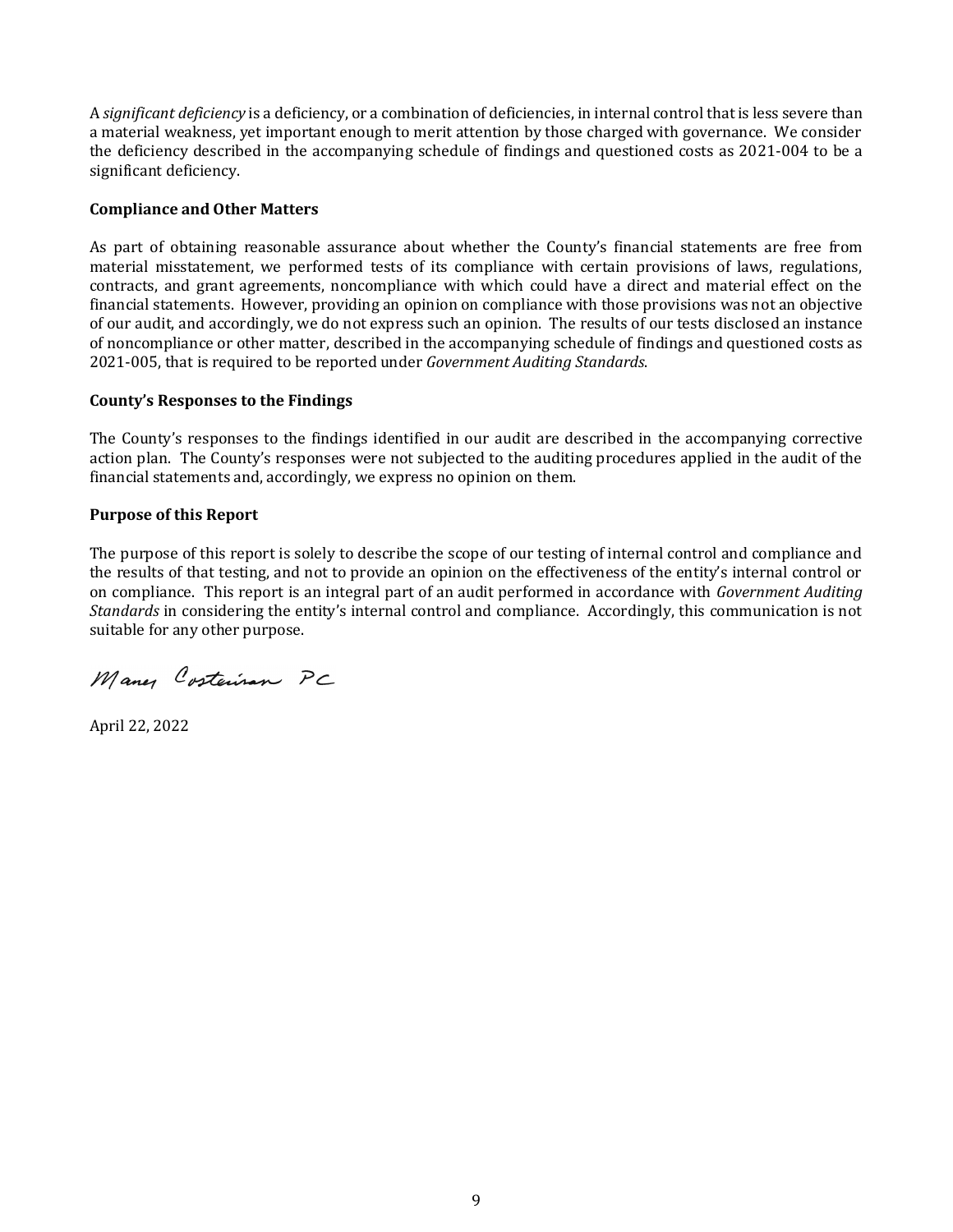A *significant deficiency* is a deficiency, or a combination of deficiencies, in internal control that is less severe than a material weakness, yet important enough to merit attention by those charged with governance. We consider the deficiency described in the accompanying schedule of findings and questioned costs as 2021-004 to be a significant deficiency.

**Compliance and Other Matters**

As part of obtaining reasonable assurance about whether the County's financial statements are free from material misstatement, we performed tests of its compliance with certain provisions of laws, regulations, contracts, and grant agreements, noncompliance with which could have a direct and material effect on the financial statements. However, providing an opinion on compliance with those provisions was not an objective of our audit, and accordingly, we do not express such an opinion. The results of our tests disclosed an instance of noncompliance or other matter, described in the accompanying schedule of findings and questioned costs as 2021-005, that is required to be reported under *Government Auditing Standards*.

**County's Responses to the Findings**

The County's responses to the findings identified in our audit are described in the accompanying corrective action plan. The County's responses were not subjected to the auditing procedures applied in the audit of the financial statements and, accordingly, we express no opinion on them.

**Purpose of this Report**

The purpose of this report is solely to describe the scope of our testing of internal control and compliance and the results of that testing, and not to provide an opinion on the effectiveness of the entity's internal control or on compliance. This report is an integral part of an audit performed in accordance with *Government Auditing Standards* in considering the entity's internal control and compliance. Accordingly, this communication is not suitable for any other purpose.

Maner Costerisan PC

April 22, 2022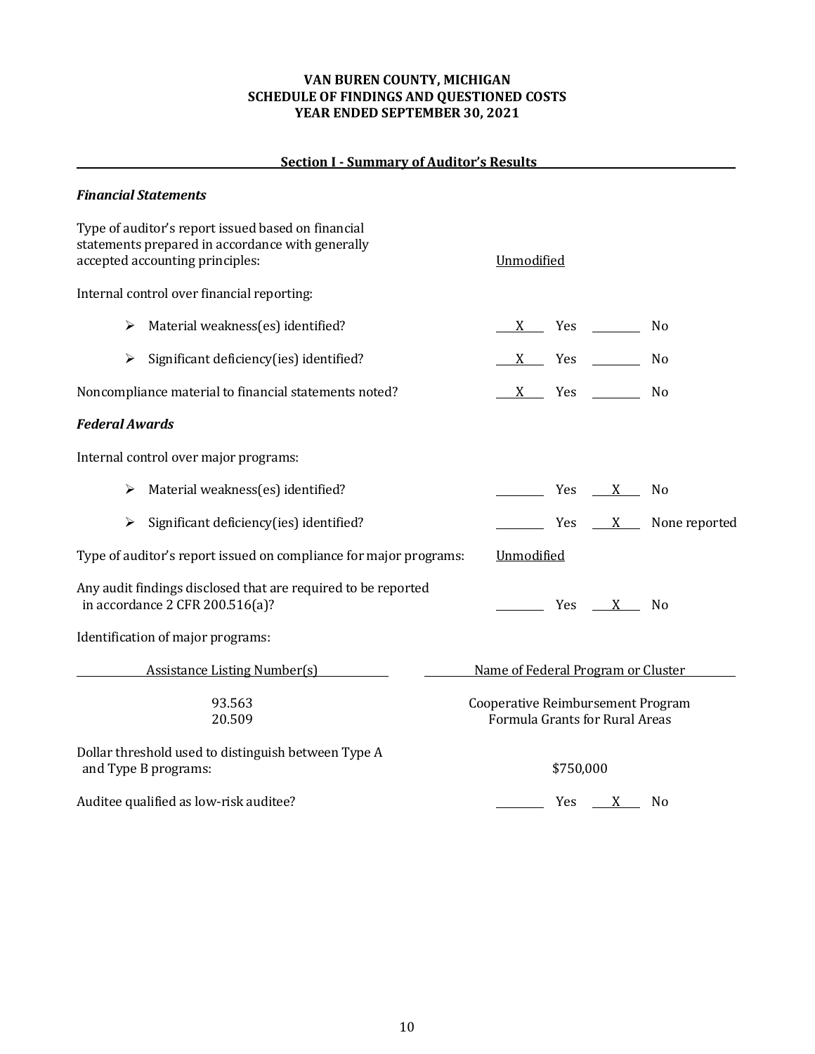# VAN BUREN COUNTY, MICHIGAN
## SCHEDULE OF FINDINGS AND QUESTIONED COSTS
## YEAR ENDED SEPTEMBER 30, 2021

### Section I - Summary of Auditor's Results

***Financial Statements***

Type of auditor's report issued based on financial statements prepared in accordance with generally accepted accounting principles: Unmodified

Internal control over financial reporting:

- Material weakness(es) identified? X Yes ___ No
- Significant deficiency(ies) identified? X Yes ___ No

Noncompliance material to financial statements noted? X Yes ___ No

***Federal Awards***

Internal control over major programs:

- Material weakness(es) identified? ___ Yes X No
- Significant deficiency(ies) identified? ___ Yes X None reported

Type of auditor's report issued on compliance for major programs: Unmodified

Any audit findings disclosed that are required to be reported in accordance 2 CFR 200.516(a)? ___ Yes X No

Identification of major programs:

| Assistance Listing Number(s) | Name of Federal Program or Cluster |
|---|---|
| 93.563 | Cooperative Reimbursement Program |
| 20.509 | Formula Grants for Rural Areas |

Dollar threshold used to distinguish between Type A and Type B programs: $750,000

Auditee qualified as low-risk auditee? ___ Yes X No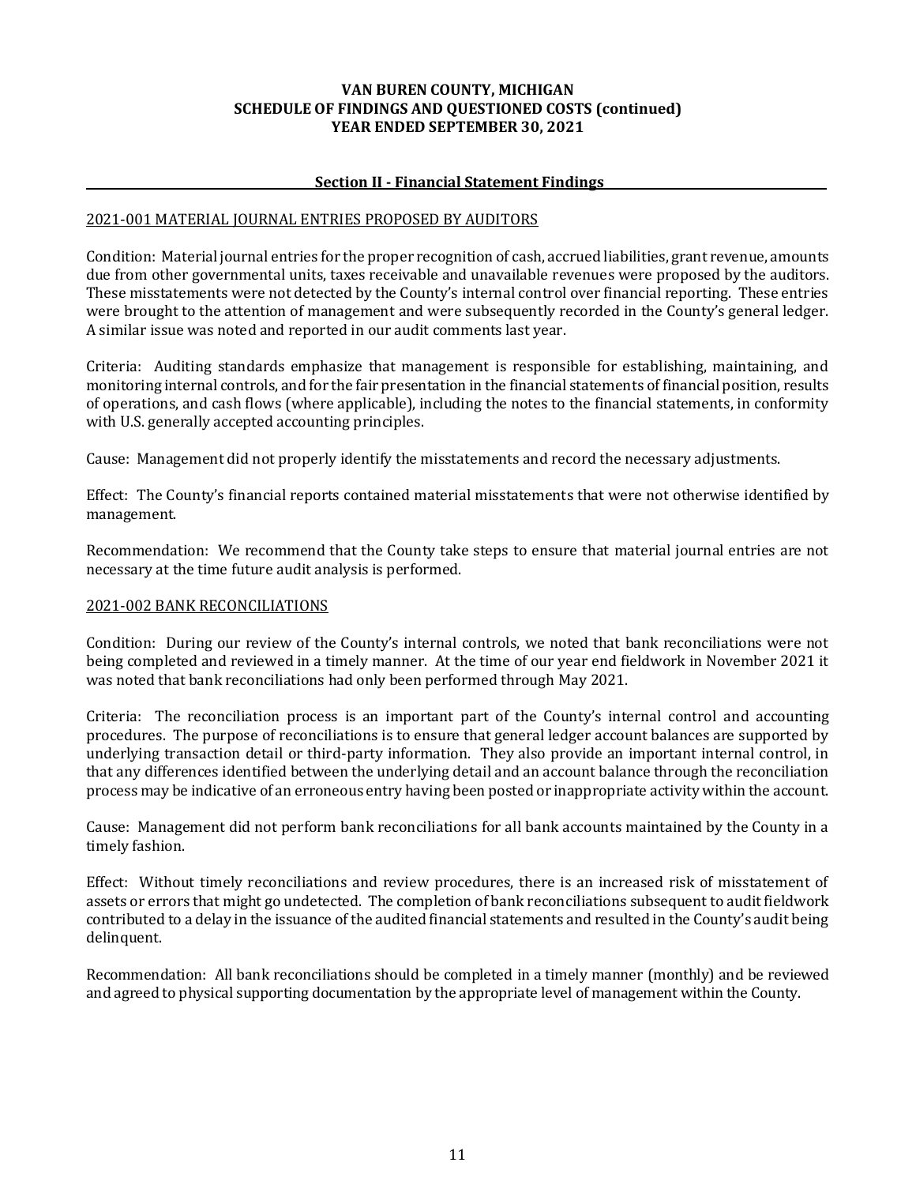# VAN BUREN COUNTY, MICHIGAN
# SCHEDULE OF FINDINGS AND QUESTIONED COSTS (continued)
# YEAR ENDED SEPTEMBER 30, 2021

## Section II - Financial Statement Findings

### 2021-001 MATERIAL JOURNAL ENTRIES PROPOSED BY AUDITORS

Condition: Material journal entries for the proper recognition of cash, accrued liabilities, grant revenue, amounts due from other governmental units, taxes receivable and unavailable revenues were proposed by the auditors. These misstatements were not detected by the County's internal control over financial reporting. These entries were brought to the attention of management and were subsequently recorded in the County's general ledger. A similar issue was noted and reported in our audit comments last year.

Criteria: Auditing standards emphasize that management is responsible for establishing, maintaining, and monitoring internal controls, and for the fair presentation in the financial statements of financial position, results of operations, and cash flows (where applicable), including the notes to the financial statements, in conformity with U.S. generally accepted accounting principles.

Cause: Management did not properly identify the misstatements and record the necessary adjustments.

Effect: The County's financial reports contained material misstatements that were not otherwise identified by management.

Recommendation: We recommend that the County take steps to ensure that material journal entries are not necessary at the time future audit analysis is performed.

### 2021-002 BANK RECONCILIATIONS

Condition: During our review of the County's internal controls, we noted that bank reconciliations were not being completed and reviewed in a timely manner. At the time of our year end fieldwork in November 2021 it was noted that bank reconciliations had only been performed through May 2021.

Criteria: The reconciliation process is an important part of the County's internal control and accounting procedures. The purpose of reconciliations is to ensure that general ledger account balances are supported by underlying transaction detail or third-party information. They also provide an important internal control, in that any differences identified between the underlying detail and an account balance through the reconciliation process may be indicative of an erroneous entry having been posted or inappropriate activity within the account.

Cause: Management did not perform bank reconciliations for all bank accounts maintained by the County in a timely fashion.

Effect: Without timely reconciliations and review procedures, there is an increased risk of misstatement of assets or errors that might go undetected. The completion of bank reconciliations subsequent to audit fieldwork contributed to a delay in the issuance of the audited financial statements and resulted in the County's audit being delinquent.

Recommendation: All bank reconciliations should be completed in a timely manner (monthly) and be reviewed and agreed to physical supporting documentation by the appropriate level of management within the County.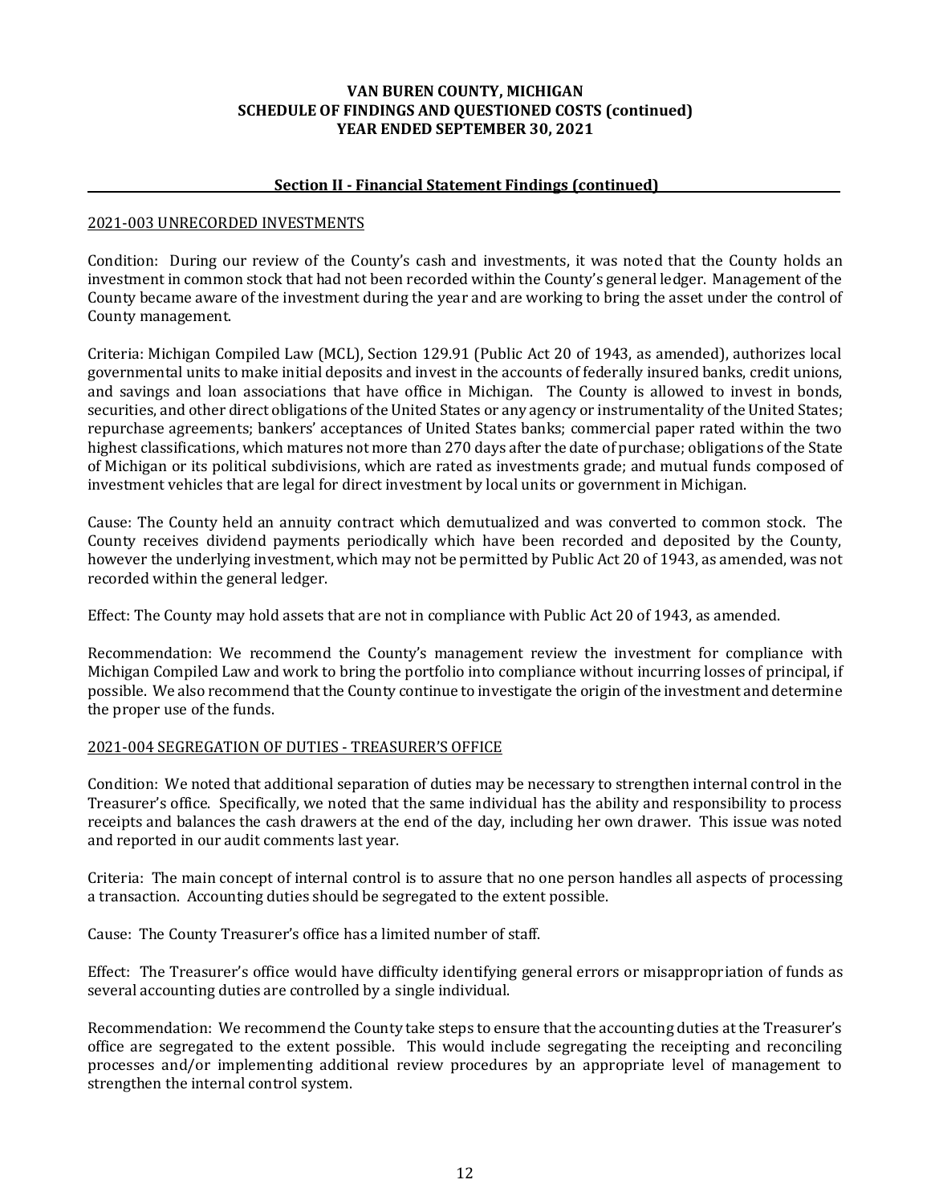# VAN BUREN COUNTY, MICHIGAN
# SCHEDULE OF FINDINGS AND QUESTIONED COSTS (continued)
# YEAR ENDED SEPTEMBER 30, 2021

## Section II - Financial Statement Findings (continued)

### 2021-003 UNRECORDED INVESTMENTS

Condition: During our review of the County's cash and investments, it was noted that the County holds an investment in common stock that had not been recorded within the County's general ledger. Management of the County became aware of the investment during the year and are working to bring the asset under the control of County management.

Criteria: Michigan Compiled Law (MCL), Section 129.91 (Public Act 20 of 1943, as amended), authorizes local governmental units to make initial deposits and invest in the accounts of federally insured banks, credit unions, and savings and loan associations that have office in Michigan. The County is allowed to invest in bonds, securities, and other direct obligations of the United States or any agency or instrumentality of the United States; repurchase agreements; bankers' acceptances of United States banks; commercial paper rated within the two highest classifications, which matures not more than 270 days after the date of purchase; obligations of the State of Michigan or its political subdivisions, which are rated as investments grade; and mutual funds composed of investment vehicles that are legal for direct investment by local units or government in Michigan.

Cause: The County held an annuity contract which demutualized and was converted to common stock. The County receives dividend payments periodically which have been recorded and deposited by the County, however the underlying investment, which may not be permitted by Public Act 20 of 1943, as amended, was not recorded within the general ledger.

Effect: The County may hold assets that are not in compliance with Public Act 20 of 1943, as amended.

Recommendation: We recommend the County's management review the investment for compliance with Michigan Compiled Law and work to bring the portfolio into compliance without incurring losses of principal, if possible. We also recommend that the County continue to investigate the origin of the investment and determine the proper use of the funds.

### 2021-004 SEGREGATION OF DUTIES - TREASURER'S OFFICE

Condition: We noted that additional separation of duties may be necessary to strengthen internal control in the Treasurer's office. Specifically, we noted that the same individual has the ability and responsibility to process receipts and balances the cash drawers at the end of the day, including her own drawer. This issue was noted and reported in our audit comments last year.

Criteria: The main concept of internal control is to assure that no one person handles all aspects of processing a transaction. Accounting duties should be segregated to the extent possible.

Cause: The County Treasurer's office has a limited number of staff.

Effect: The Treasurer's office would have difficulty identifying general errors or misappropriation of funds as several accounting duties are controlled by a single individual.

Recommendation: We recommend the County take steps to ensure that the accounting duties at the Treasurer's office are segregated to the extent possible. This would include segregating the receipting and reconciling processes and/or implementing additional review procedures by an appropriate level of management to strengthen the internal control system.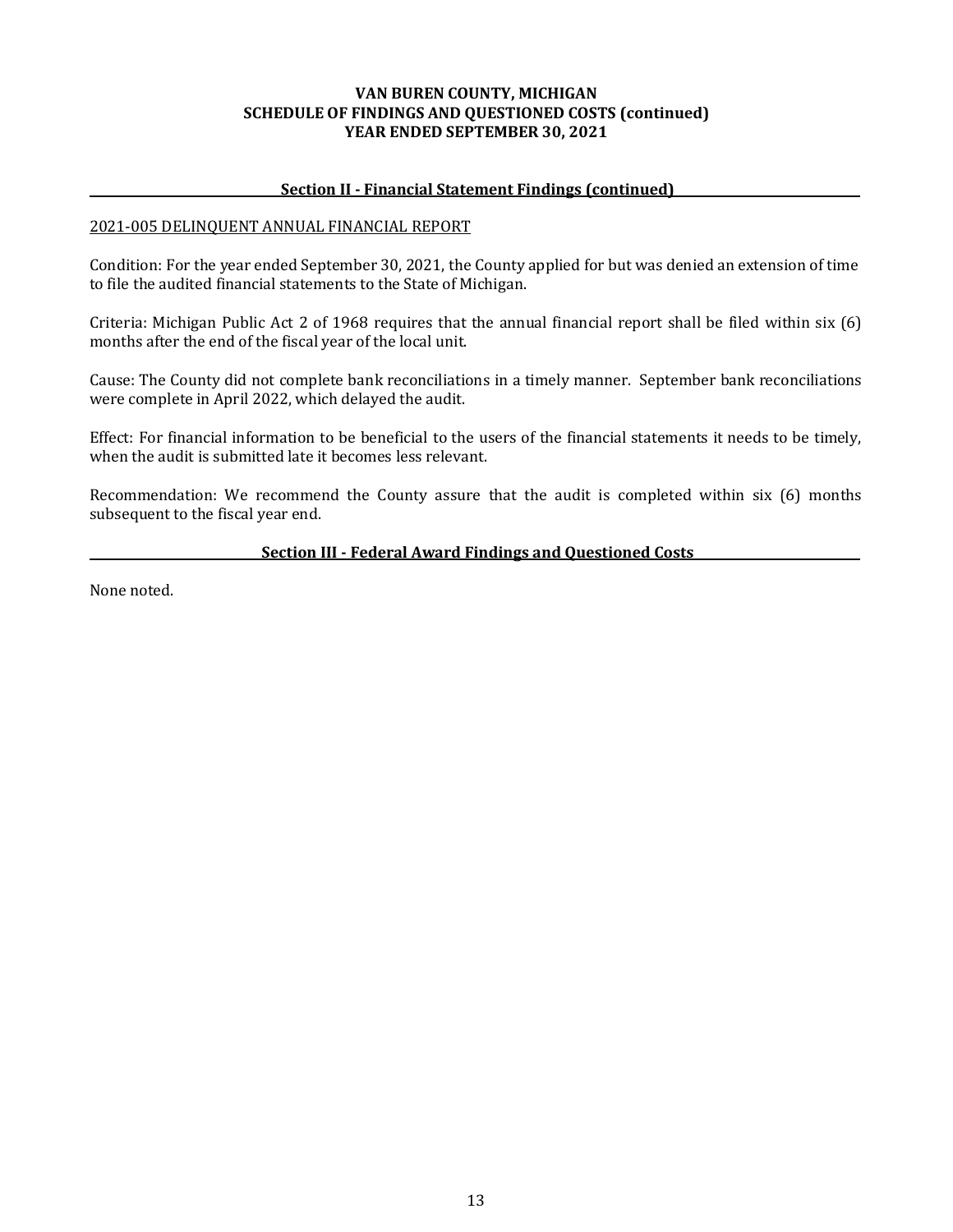# VAN BUREN COUNTY, MICHIGAN
## SCHEDULE OF FINDINGS AND QUESTIONED COSTS (continued)
## YEAR ENDED SEPTEMBER 30, 2021

### Section II - Financial Statement Findings (continued)

2021-005 DELINQUENT ANNUAL FINANCIAL REPORT

Condition: For the year ended September 30, 2021, the County applied for but was denied an extension of time to file the audited financial statements to the State of Michigan.

Criteria: Michigan Public Act 2 of 1968 requires that the annual financial report shall be filed within six (6) months after the end of the fiscal year of the local unit.

Cause: The County did not complete bank reconciliations in a timely manner. September bank reconciliations were complete in April 2022, which delayed the audit.

Effect: For financial information to be beneficial to the users of the financial statements it needs to be timely, when the audit is submitted late it becomes less relevant.

Recommendation: We recommend the County assure that the audit is completed within six (6) months subsequent to the fiscal year end.

### Section III - Federal Award Findings and Questioned Costs

None noted.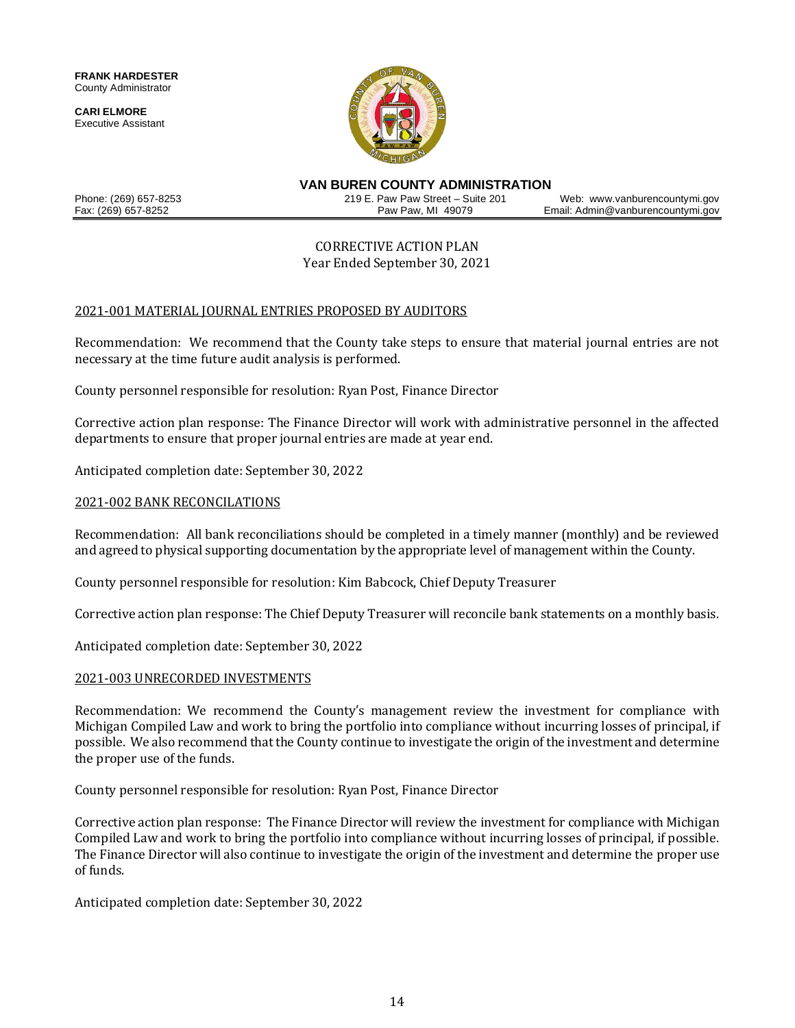**FRANK HARDESTER**
County Administrator

**CARI ELMORE**
Executive Assistant

**VAN BUREN COUNTY ADMINISTRATION**

Phone: (269) 657-8253
Fax: (269) 657-8252

219 E. Paw Paw Street – Suite 201
Paw Paw, MI 49079

Web: www.vanburencountymi.gov
Email: Admin@vanburencountymi.gov

CORRECTIVE ACTION PLAN
Year Ended September 30, 2021

2021-001 MATERIAL JOURNAL ENTRIES PROPOSED BY AUDITORS

Recommendation: We recommend that the County take steps to ensure that material journal entries are not necessary at the time future audit analysis is performed.

County personnel responsible for resolution: Ryan Post, Finance Director

Corrective action plan response: The Finance Director will work with administrative personnel in the affected departments to ensure that proper journal entries are made at year end.

Anticipated completion date: September 30, 2022

2021-002 BANK RECONCILATIONS

Recommendation: All bank reconciliations should be completed in a timely manner (monthly) and be reviewed and agreed to physical supporting documentation by the appropriate level of management within the County.

County personnel responsible for resolution: Kim Babcock, Chief Deputy Treasurer

Corrective action plan response: The Chief Deputy Treasurer will reconcile bank statements on a monthly basis.

Anticipated completion date: September 30, 2022

2021-003 UNRECORDED INVESTMENTS

Recommendation: We recommend the County's management review the investment for compliance with Michigan Compiled Law and work to bring the portfolio into compliance without incurring losses of principal, if possible. We also recommend that the County continue to investigate the origin of the investment and determine the proper use of the funds.

County personnel responsible for resolution: Ryan Post, Finance Director

Corrective action plan response: The Finance Director will review the investment for compliance with Michigan Compiled Law and work to bring the portfolio into compliance without incurring losses of principal, if possible. The Finance Director will also continue to investigate the origin of the investment and determine the proper use of funds.

Anticipated completion date: September 30, 2022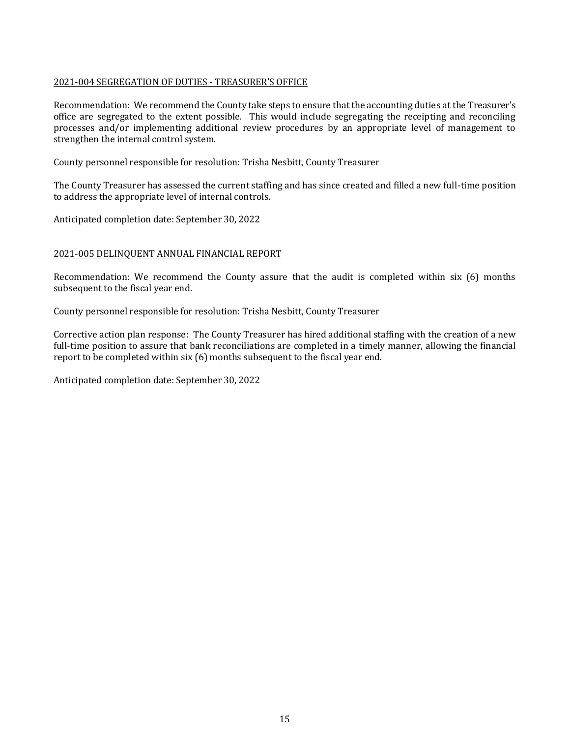<u>2021-004 SEGREGATION OF DUTIES - TREASURER'S OFFICE</u>

Recommendation: We recommend the County take steps to ensure that the accounting duties at the Treasurer's office are segregated to the extent possible. This would include segregating the receipting and reconciling processes and/or implementing additional review procedures by an appropriate level of management to strengthen the internal control system.

County personnel responsible for resolution: Trisha Nesbitt, County Treasurer

The County Treasurer has assessed the current staffing and has since created and filled a new full-time position to address the appropriate level of internal controls.

Anticipated completion date: September 30, 2022

<u>2021-005 DELINQUENT ANNUAL FINANCIAL REPORT</u>

Recommendation: We recommend the County assure that the audit is completed within six (6) months subsequent to the fiscal year end.

County personnel responsible for resolution: Trisha Nesbitt, County Treasurer

Corrective action plan response: The County Treasurer has hired additional staffing with the creation of a new full-time position to assure that bank reconciliations are completed in a timely manner, allowing the financial report to be completed within six (6) months subsequent to the fiscal year end.

Anticipated completion date: September 30, 2022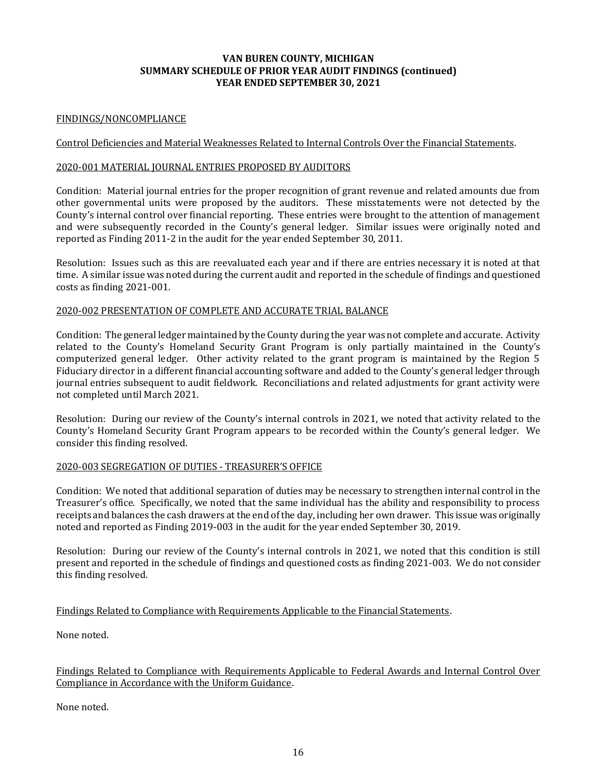# VAN BUREN COUNTY, MICHIGAN
## SUMMARY SCHEDULE OF PRIOR YEAR AUDIT FINDINGS (continued)
## YEAR ENDED SEPTEMBER 30, 2021

FINDINGS/NONCOMPLIANCE

Control Deficiencies and Material Weaknesses Related to Internal Controls Over the Financial Statements.

2020-001 MATERIAL JOURNAL ENTRIES PROPOSED BY AUDITORS

Condition: Material journal entries for the proper recognition of grant revenue and related amounts due from other governmental units were proposed by the auditors. These misstatements were not detected by the County's internal control over financial reporting. These entries were brought to the attention of management and were subsequently recorded in the County's general ledger. Similar issues were originally noted and reported as Finding 2011-2 in the audit for the year ended September 30, 2011.

Resolution: Issues such as this are reevaluated each year and if there are entries necessary it is noted at that time. A similar issue was noted during the current audit and reported in the schedule of findings and questioned costs as finding 2021-001.

2020-002 PRESENTATION OF COMPLETE AND ACCURATE TRIAL BALANCE

Condition: The general ledger maintained by the County during the year was not complete and accurate. Activity related to the County's Homeland Security Grant Program is only partially maintained in the County's computerized general ledger. Other activity related to the grant program is maintained by the Region 5 Fiduciary director in a different financial accounting software and added to the County's general ledger through journal entries subsequent to audit fieldwork. Reconciliations and related adjustments for grant activity were not completed until March 2021.

Resolution: During our review of the County's internal controls in 2021, we noted that activity related to the County's Homeland Security Grant Program appears to be recorded within the County's general ledger. We consider this finding resolved.

2020-003 SEGREGATION OF DUTIES - TREASURER'S OFFICE

Condition: We noted that additional separation of duties may be necessary to strengthen internal control in the Treasurer's office. Specifically, we noted that the same individual has the ability and responsibility to process receipts and balances the cash drawers at the end of the day, including her own drawer. This issue was originally noted and reported as Finding 2019-003 in the audit for the year ended September 30, 2019.

Resolution: During our review of the County's internal controls in 2021, we noted that this condition is still present and reported in the schedule of findings and questioned costs as finding 2021-003. We do not consider this finding resolved.

Findings Related to Compliance with Requirements Applicable to the Financial Statements.

None noted.

Findings Related to Compliance with Requirements Applicable to Federal Awards and Internal Control Over Compliance in Accordance with the Uniform Guidance.

None noted.